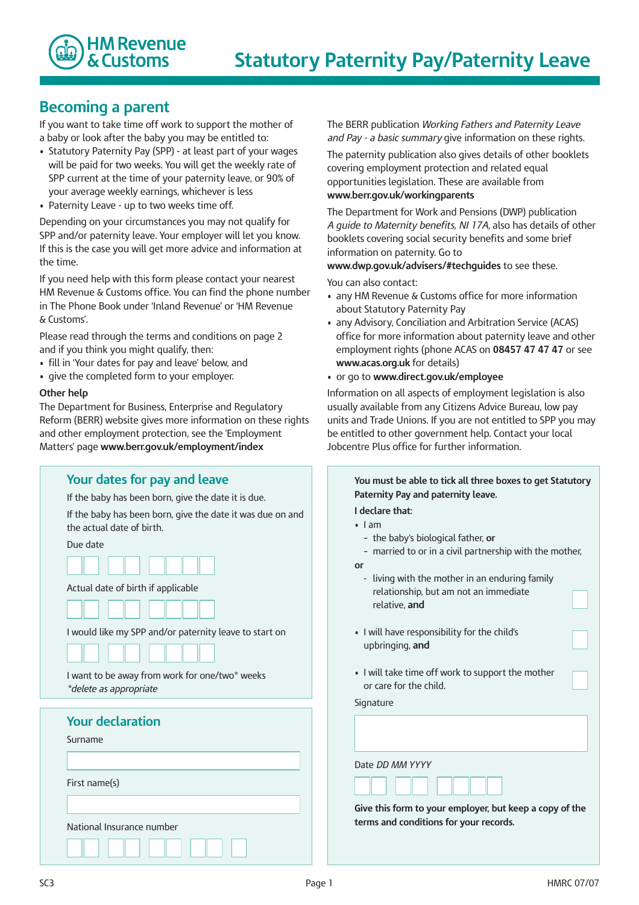# Statistical Paternity Pay/Paternity Leave

HM Revenue & Customs

## Becoming a parent

If you want to take time off work to support the mother of a baby or look after the baby you may be entitled to:

- Statutory Paternity Pay (SPP) - at least part of your wages will be paid for two weeks. You will get the weekly rate of SPP current at the time of your paternity leave, or 90% of your average weekly earnings, whichever is less
- Paternity Leave - up to two weeks time off.

Depending on your circumstances you may not qualify for SPP and/or paternity leave. Your employer will let you know. If this is the case you will get more advice and information at the time.

If you need help with this form please contact your nearest HM Revenue & Customs office. You can find the phone number in The Phone Book under 'Inland Revenue' or 'HM Revenue & Customs'.

Please read through the terms and conditions on page 2 and if you think you might qualify, then:

- fill in 'Your dates for pay and leave' below, and
- give the completed form to your employer.

### Other help

The Department for Business, Enterprise and Regulatory Reform (BERR) website gives more information on these rights and other employment protection, see the 'Employment Matters' page **www.berr.gov.uk/employment/index**

The BERR publication *Working Fathers and Paternity Leave and Pay - a basic summary* give information on these rights.

The paternity publication also gives details of other booklets covering employment protection and related equal opportunities legislation. These are available from **www.berr.gov.uk/workingparents**

The Department for Work and Pensions (DWP) publication *A guide to Maternity benefits, NI 17A,* also has details of other booklets covering social security benefits and some brief information on paternity. Go to **www.dwp.gov.uk/advisers/#techguides** to see these.

You can also contact:

- any HM Revenue & Customs office for more information about Statutory Paternity Pay
- any Advisory, Conciliation and Arbitration Service (ACAS) office for more information about paternity leave and other employment rights (phone ACAS on **08457 47 47 47** or see **www.acas.org.uk** for details)
- or go to **www.direct.gov.uk/employee**

Information on all aspects of employment legislation is also usually available from any Citizens Advice Bureau, low pay units and Trade Unions. If you are not entitled to SPP you may be entitled to other government help. Contact your local Jobcentre Plus office for further information.

## Your dates for pay and leave

If the baby has been born, give the date it is due.

If the baby has been born, give the date it was due on and the actual date of birth.

Due date

☐☐ ☐☐ ☐☐☐☐

Actual date of birth if applicable

☐☐ ☐☐ ☐☐☐☐

I would like my SPP and/or paternity leave to start on

☐☐ ☐☐ ☐☐☐☐

I want to be away from work for one/two* weeks

*\*delete as appropriate*

## Your declaration

Surname

\_\_\_\_\_\_\_\_\_\_\_\_\_\_\_\_\_\_\_\_

First name(s)

\_\_\_\_\_\_\_\_\_\_\_\_\_\_\_\_\_\_\_\_

National Insurance number

☐☐ ☐☐ ☐☐ ☐☐ ☐

**You must be able to tick all three boxes to get Statutory Paternity Pay and paternity leave.**

**I declare that:**

- I am
  - the baby's biological father, **or**
  - married to or in a civil partnership with the mother,

**or**

  - living with the mother in an enduring family relationship, but am not an immediate relative, **and** ☐
- I will have responsibility for the child's upbringing, **and** ☐
- I will take time off work to support the mother or care for the child. ☐

Signature

\_\_\_\_\_\_\_\_\_\_\_\_\_\_\_\_\_\_\_\_

Date *DD MM YYYY*

☐☐ ☐☐ ☐☐☐☐

**Give this form to your employer, but keep a copy of the terms and conditions for your records.**

SC3 | HMRC 07/07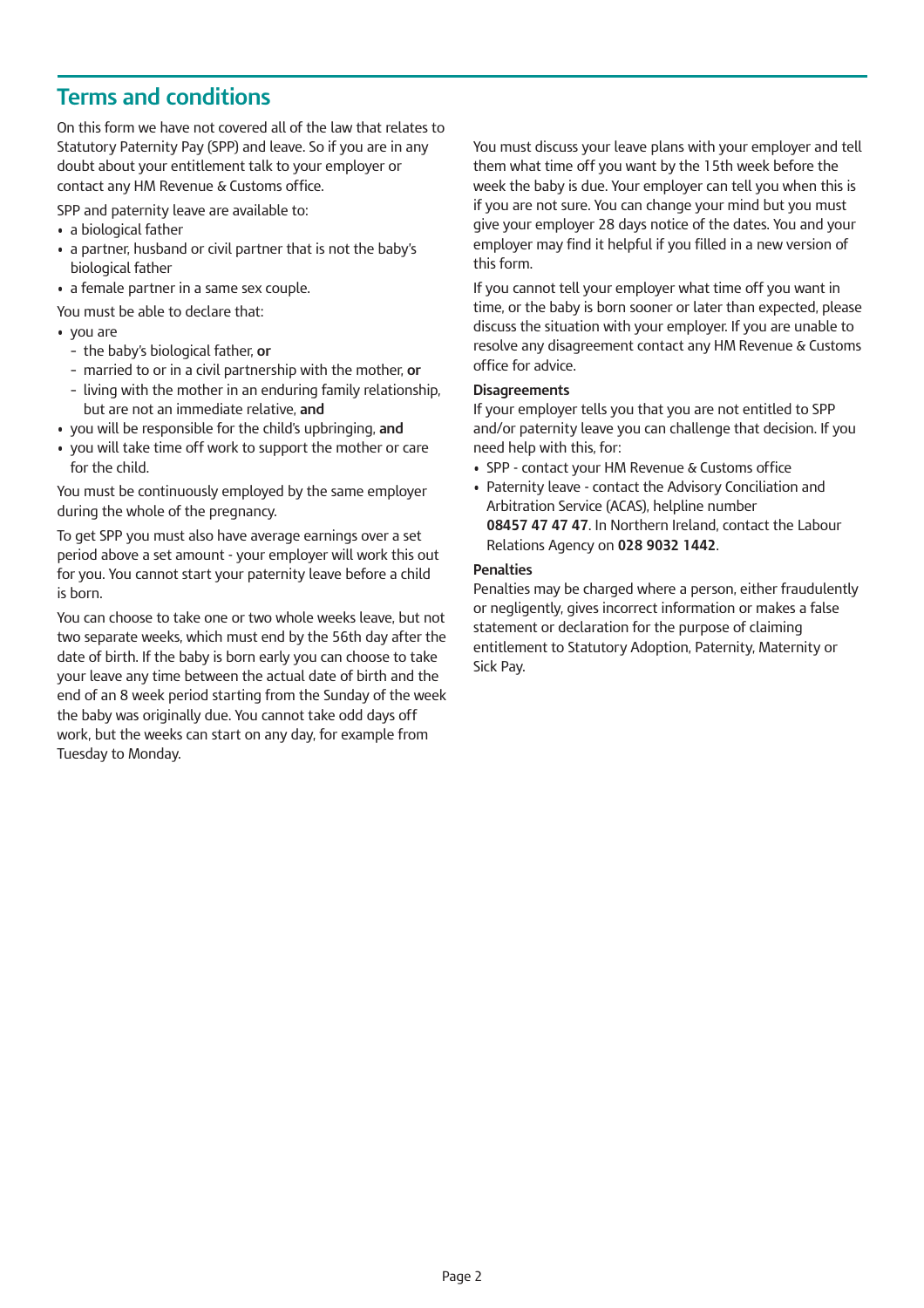## Terms and conditions

On this form we have not covered all of the law that relates to Statutory Paternity Pay (SPP) and leave. So if you are in any doubt about your entitlement talk to your employer or contact any HM Revenue & Customs office.

SPP and paternity leave are available to:

- a biological father
- a partner, husband or civil partner that is not the baby's biological father
- a female partner in a same sex couple.

You must be able to declare that:

- you are
  - the baby's biological father, **or**
  - married to or in a civil partnership with the mother, **or**
  - living with the mother in an enduring family relationship, but are not an immediate relative, **and**
- you will be responsible for the child's upbringing, **and**
- you will take time off work to support the mother or care for the child.

You must be continuously employed by the same employer during the whole of the pregnancy.

To get SPP you must also have average earnings over a set period above a set amount - your employer will work this out for you. You cannot start your paternity leave before a child is born.

You can choose to take one or two whole weeks leave, but not two separate weeks, which must end by the 56th day after the date of birth. If the baby is born early you can choose to take your leave any time between the actual date of birth and the end of an 8 week period starting from the Sunday of the week the baby was originally due. You cannot take odd days off work, but the weeks can start on any day, for example from Tuesday to Monday.

You must discuss your leave plans with your employer and tell them what time off you want by the 15th week before the week the baby is due. Your employer can tell you when this is if you are not sure. You can change your mind but you must give your employer 28 days notice of the dates. You and your employer may find it helpful if you filled in a new version of this form.

If you cannot tell your employer what time off you want in time, or the baby is born sooner or later than expected, please discuss the situation with your employer. If you are unable to resolve any disagreement contact any HM Revenue & Customs office for advice.

**Disagreements**

If your employer tells you that you are not entitled to SPP and/or paternity leave you can challenge that decision. If you need help with this, for:

- SPP - contact your HM Revenue & Customs office
- Paternity leave - contact the Advisory Conciliation and Arbitration Service (ACAS), helpline number **08457 47 47 47**. In Northern Ireland, contact the Labour Relations Agency on **028 9032 1442**.

**Penalties**

Penalties may be charged where a person, either fraudulently or negligently, gives incorrect information or makes a false statement or declaration for the purpose of claiming entitlement to Statutory Adoption, Paternity, Maternity or Sick Pay.